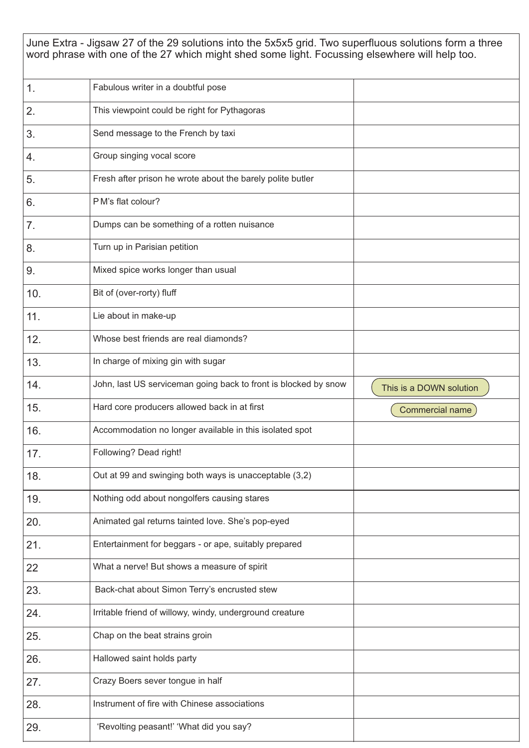June Extra - Jigsaw 27 of the 29 solutions into the 5x5x5 grid. Two superfluous solutions form a three word phrase with one of the 27 which might shed some light. Focussing elsewhere will help too.

| | | |
|---|---|---|
| 1. | Fabulous writer in a doubtful pose | |
| 2. | This viewpoint could be right for Pythagoras | |
| 3. | Send message to the French by taxi | |
| 4. | Group singing vocal score | |
| 5. | Fresh after prison he wrote about the barely polite butler | |
| 6. | P M's flat colour? | |
| 7. | Dumps can be something of a rotten nuisance | |
| 8. | Turn up in Parisian petition | |
| 9. | Mixed spice works longer than usual | |
| 10. | Bit of (over-rorty) fluff | |
| 11. | Lie about in make-up | |
| 12. | Whose best friends are real diamonds? | |
| 13. | In charge of mixing gin with sugar | |
| 14. | John, last US serviceman going back to front is blocked by snow | This is a DOWN solution |
| 15. | Hard core producers allowed back in at first | Commercial name |
| 16. | Accommodation no longer available in this isolated spot | |
| 17. | Following? Dead right! | |
| 18. | Out at 99 and swinging both ways is unacceptable (3,2) | |
| 19. | Nothing odd about nongolfers causing stares | |
| 20. | Animated gal returns tainted love. She's pop-eyed | |
| 21. | Entertainment for beggars - or ape, suitably prepared | |
| 22 | What a nerve! But shows a measure of spirit | |
| 23. | Back-chat about Simon Terry's encrusted stew | |
| 24. | Irritable friend of willowy, windy, underground creature | |
| 25. | Chap on the beat strains groin | |
| 26. | Hallowed saint holds party | |
| 27. | Crazy Boers sever tongue in half | |
| 28. | Instrument of fire with Chinese associations | |
| 29. | 'Revolting peasant!' 'What did you say? | |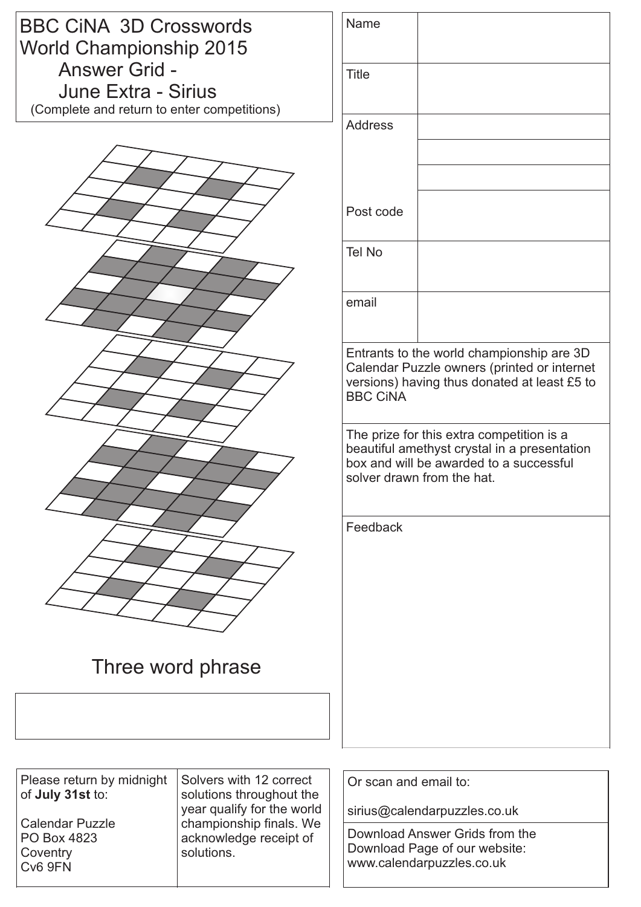# BBC CiNA 3D Crosswords World Championship 2015 Answer Grid - June Extra - Sirius

(Complete and return to enter competitions)

Three word phrase

| | |
|---|---|
| Name | |
| Title | |
| Address | |
| Post code | |
| Tel No | |
| email | |

Entrants to the world championship are 3D Calendar Puzzle owners (printed or internet versions) having thus donated at least £5 to BBC CiNA

The prize for this extra competition is a beautiful amethyst crystal in a presentation box and will be awarded to a successful solver drawn from the hat.

Feedback

Please return by midnight of **July 31st** to:

Calendar Puzzle
PO Box 4823
Coventry
Cv6 9FN

Solvers with 12 correct solutions throughout the year qualify for the world championship finals. We acknowledge receipt of solutions.

Or scan and email to:

sirius@calendarpuzzles.co.uk

Download Answer Grids from the Download Page of our website: www.calendarpuzzles.co.uk